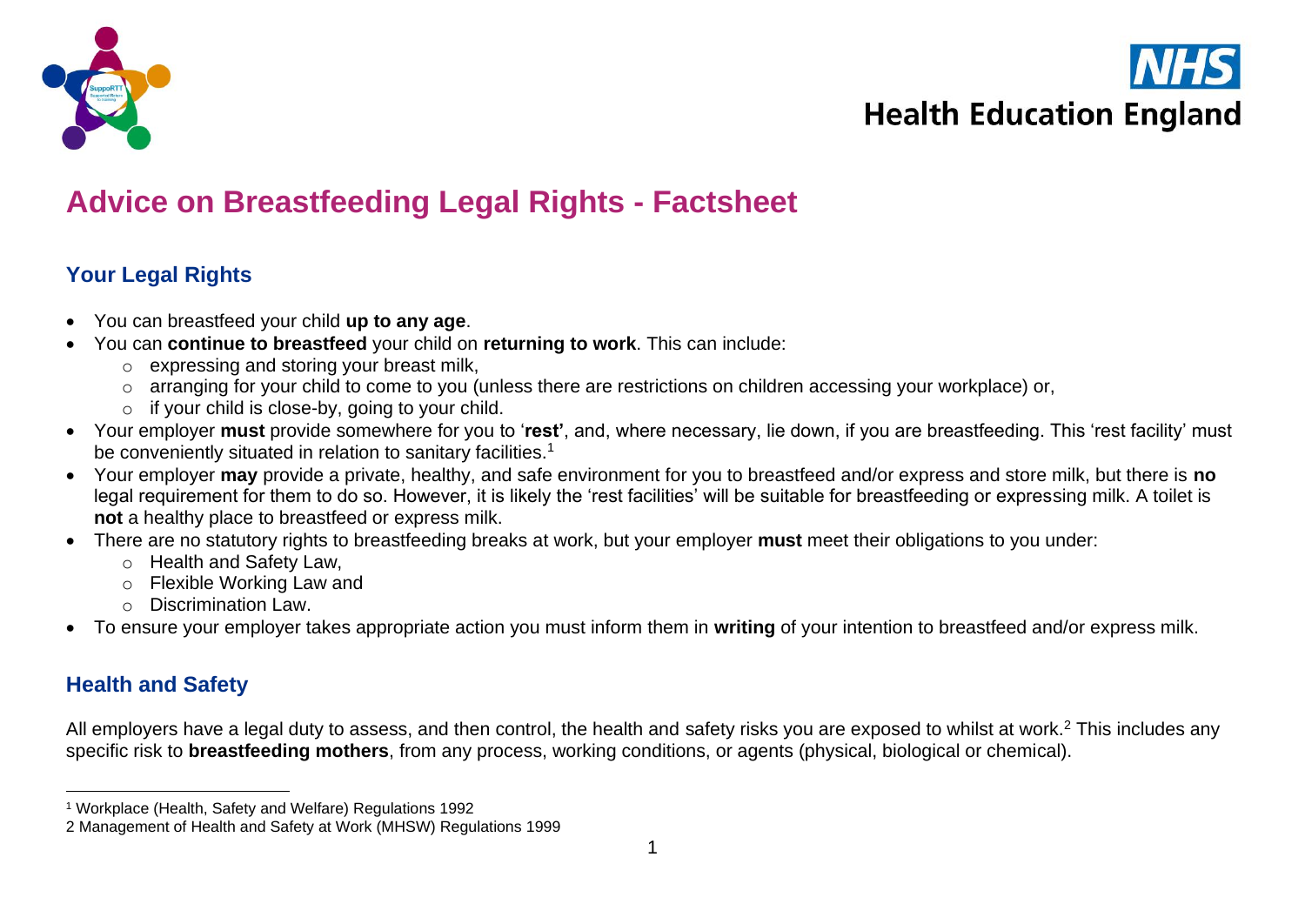# Advice on Breastfeeding Legal Rights - Factsheet

## Your Legal Rights

- You can breastfeed your child **up to any age**.
- You can **continue to breastfeed** your child on **returning to work**. This can include:
  - expressing and storing your breast milk,
  - arranging for your child to come to you (unless there are restrictions on children accessing your workplace) or,
  - if your child is close-by, going to your child.
- Your employer **must** provide somewhere for you to '**rest'**, and, where necessary, lie down, if you are breastfeeding. This 'rest facility' must be conveniently situated in relation to sanitary facilities.[1]
- Your employer **may** provide a private, healthy, and safe environment for you to breastfeed and/or express and store milk, but there is **no** legal requirement for them to do so. However, it is likely the 'rest facilities' will be suitable for breastfeeding or expressing milk. A toilet is **not** a healthy place to breastfeed or express milk.
- There are no statutory rights to breastfeeding breaks at work, but your employer **must** meet their obligations to you under:
  - Health and Safety Law,
  - Flexible Working Law and
  - Discrimination Law.
- To ensure your employer takes appropriate action you must inform them in **writing** of your intention to breastfeed and/or express milk.

## Health and Safety

All employers have a legal duty to assess, and then control, the health and safety risks you are exposed to whilst at work.[2] This includes any specific risk to **breastfeeding mothers**, from any process, working conditions, or agents (physical, biological or chemical).

---

[1] Workplace (Health, Safety and Welfare) Regulations 1992

[2] Management of Health and Safety at Work (MHSW) Regulations 1999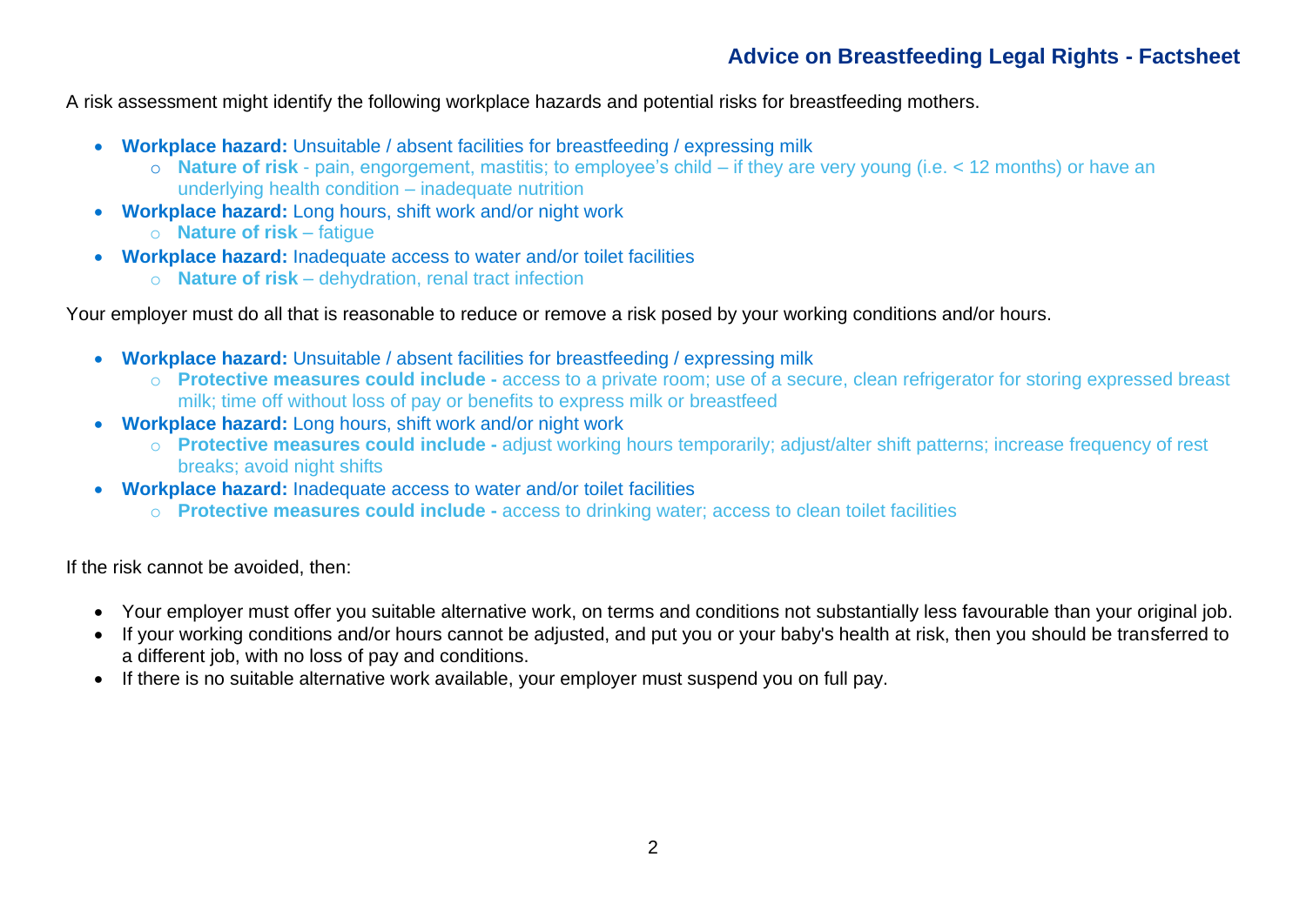A risk assessment might identify the following workplace hazards and potential risks for breastfeeding mothers.

- **Workplace hazard:** Unsuitable / absent facilities for breastfeeding / expressing milk
  - **Nature of risk** - pain, engorgement, mastitis; to employee's child – if they are very young (i.e. < 12 months) or have an underlying health condition – inadequate nutrition
- **Workplace hazard:** Long hours, shift work and/or night work
  - **Nature of risk** – fatigue
- **Workplace hazard:** Inadequate access to water and/or toilet facilities
  - **Nature of risk** – dehydration, renal tract infection

Your employer must do all that is reasonable to reduce or remove a risk posed by your working conditions and/or hours.

- **Workplace hazard:** Unsuitable / absent facilities for breastfeeding / expressing milk
  - **Protective measures could include -** access to a private room; use of a secure, clean refrigerator for storing expressed breast milk; time off without loss of pay or benefits to express milk or breastfeed
- **Workplace hazard:** Long hours, shift work and/or night work
  - **Protective measures could include -** adjust working hours temporarily; adjust/alter shift patterns; increase frequency of rest breaks; avoid night shifts
- **Workplace hazard:** Inadequate access to water and/or toilet facilities
  - **Protective measures could include -** access to drinking water; access to clean toilet facilities

If the risk cannot be avoided, then:

- Your employer must offer you suitable alternative work, on terms and conditions not substantially less favourable than your original job.
- If your working conditions and/or hours cannot be adjusted, and put you or your baby's health at risk, then you should be transferred to a different job, with no loss of pay and conditions.
- If there is no suitable alternative work available, your employer must suspend you on full pay.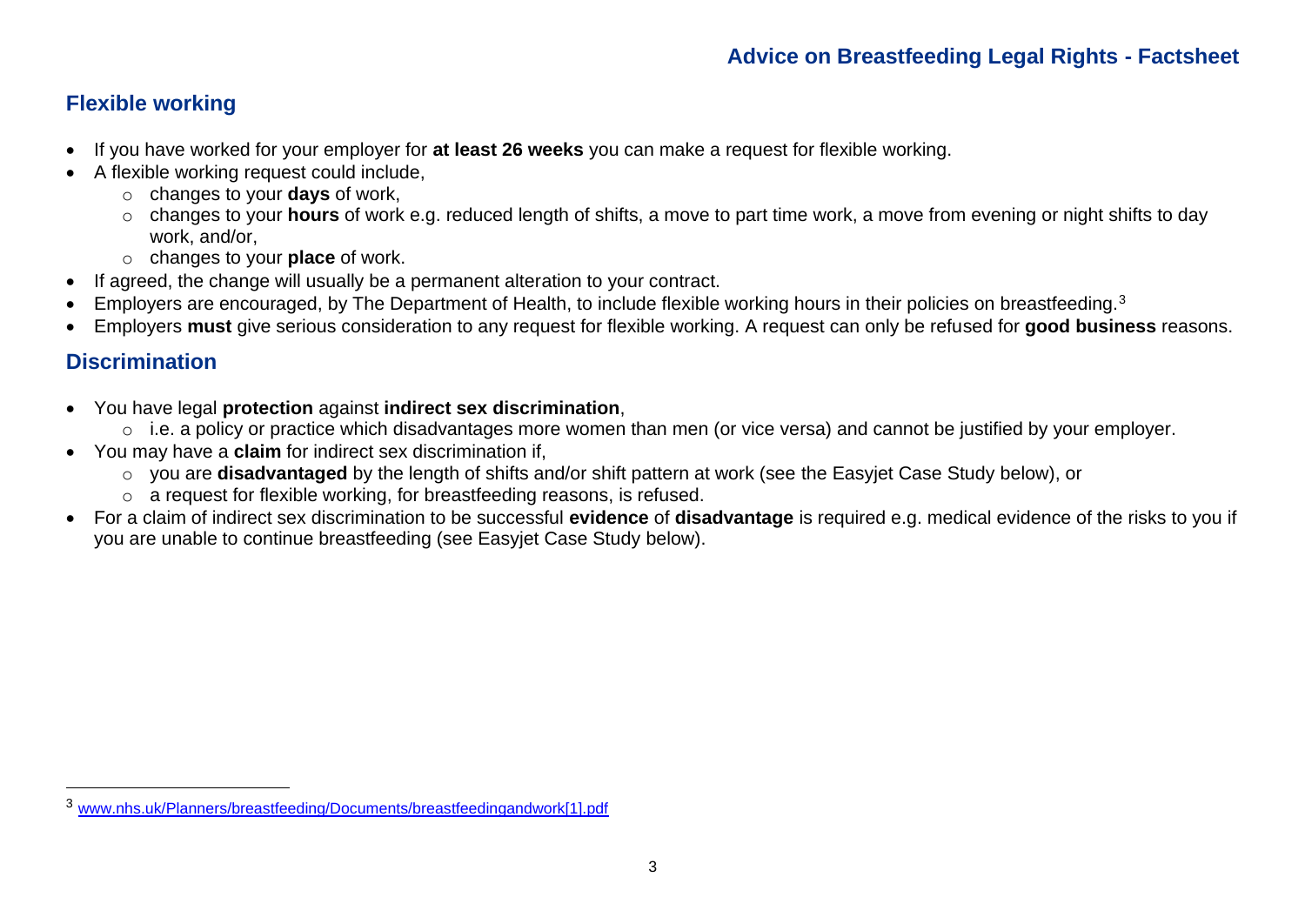## Flexible working

- If you have worked for your employer for **at least 26 weeks** you can make a request for flexible working.
- A flexible working request could include,
    - changes to your **days** of work,
    - changes to your **hours** of work e.g. reduced length of shifts, a move to part time work, a move from evening or night shifts to day work, and/or,
    - changes to your **place** of work.
- If agreed, the change will usually be a permanent alteration to your contract.
- Employers are encouraged, by The Department of Health, to include flexible working hours in their policies on breastfeeding.[3]
- Employers **must** give serious consideration to any request for flexible working. A request can only be refused for **good business** reasons.

## Discrimination

- You have legal **protection** against **indirect sex discrimination**,
    - i.e. a policy or practice which disadvantages more women than men (or vice versa) and cannot be justified by your employer.
- You may have a **claim** for indirect sex discrimination if,
    - you are **disadvantaged** by the length of shifts and/or shift pattern at work (see the Easyjet Case Study below), or
    - a request for flexible working, for breastfeeding reasons, is refused.
- For a claim of indirect sex discrimination to be successful **evidence** of **disadvantage** is required e.g. medical evidence of the risks to you if you are unable to continue breastfeeding (see Easyjet Case Study below).

---

[3] www.nhs.uk/Planners/breastfeeding/Documents/breastfeedingandwork[1].pdf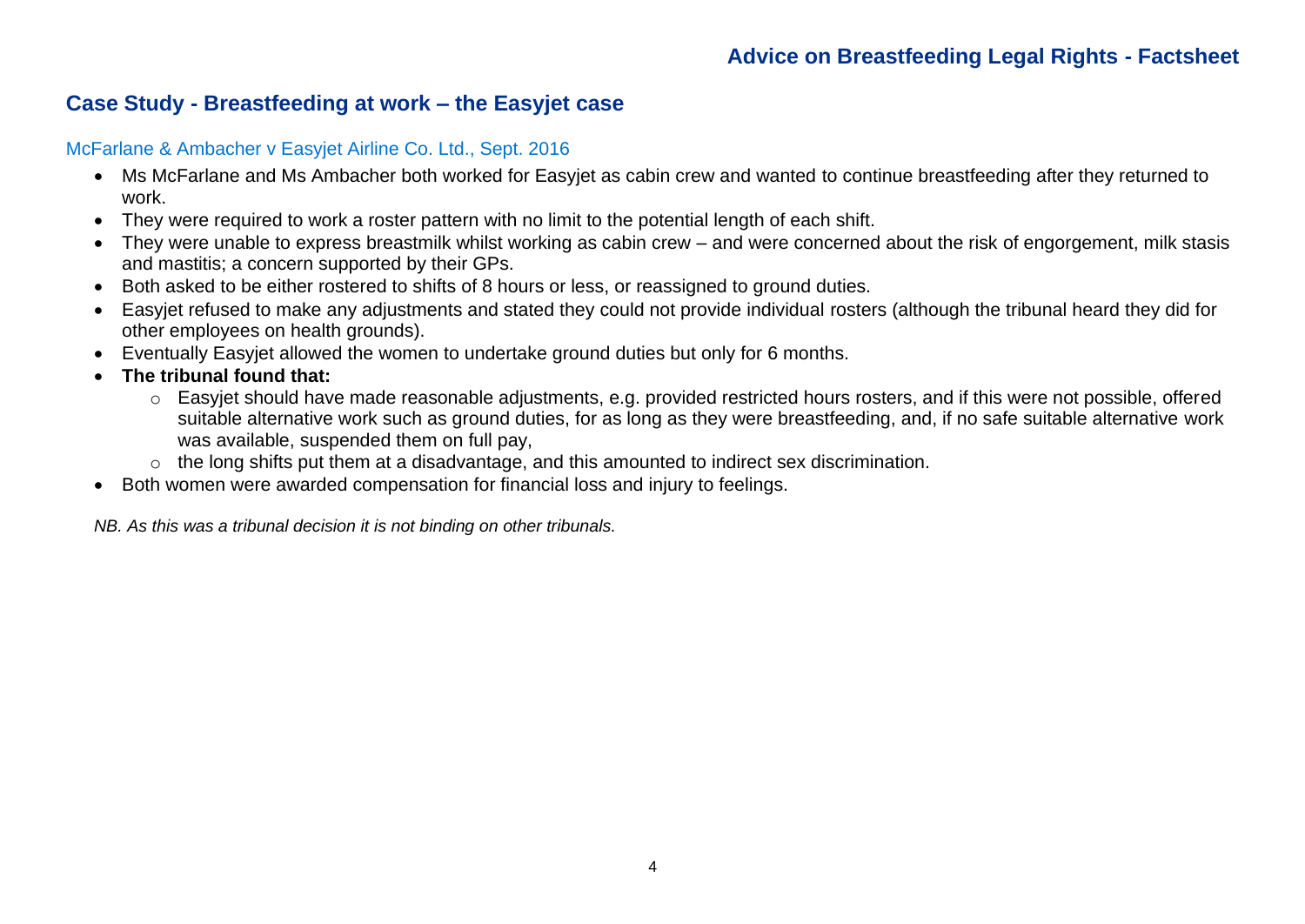## Case Study - Breastfeeding at work – the Easyjet case

McFarlane & Ambacher v Easyjet Airline Co. Ltd., Sept. 2016

- Ms McFarlane and Ms Ambacher both worked for Easyjet as cabin crew and wanted to continue breastfeeding after they returned to work.
- They were required to work a roster pattern with no limit to the potential length of each shift.
- They were unable to express breastmilk whilst working as cabin crew – and were concerned about the risk of engorgement, milk stasis and mastitis; a concern supported by their GPs.
- Both asked to be either rostered to shifts of 8 hours or less, or reassigned to ground duties.
- Easyjet refused to make any adjustments and stated they could not provide individual rosters (although the tribunal heard they did for other employees on health grounds).
- Eventually Easyjet allowed the women to undertake ground duties but only for 6 months.
- **The tribunal found that:**
  - Easyjet should have made reasonable adjustments, e.g. provided restricted hours rosters, and if this were not possible, offered suitable alternative work such as ground duties, for as long as they were breastfeeding, and, if no safe suitable alternative work was available, suspended them on full pay,
  - the long shifts put them at a disadvantage, and this amounted to indirect sex discrimination.
- Both women were awarded compensation for financial loss and injury to feelings.

*NB. As this was a tribunal decision it is not binding on other tribunals.*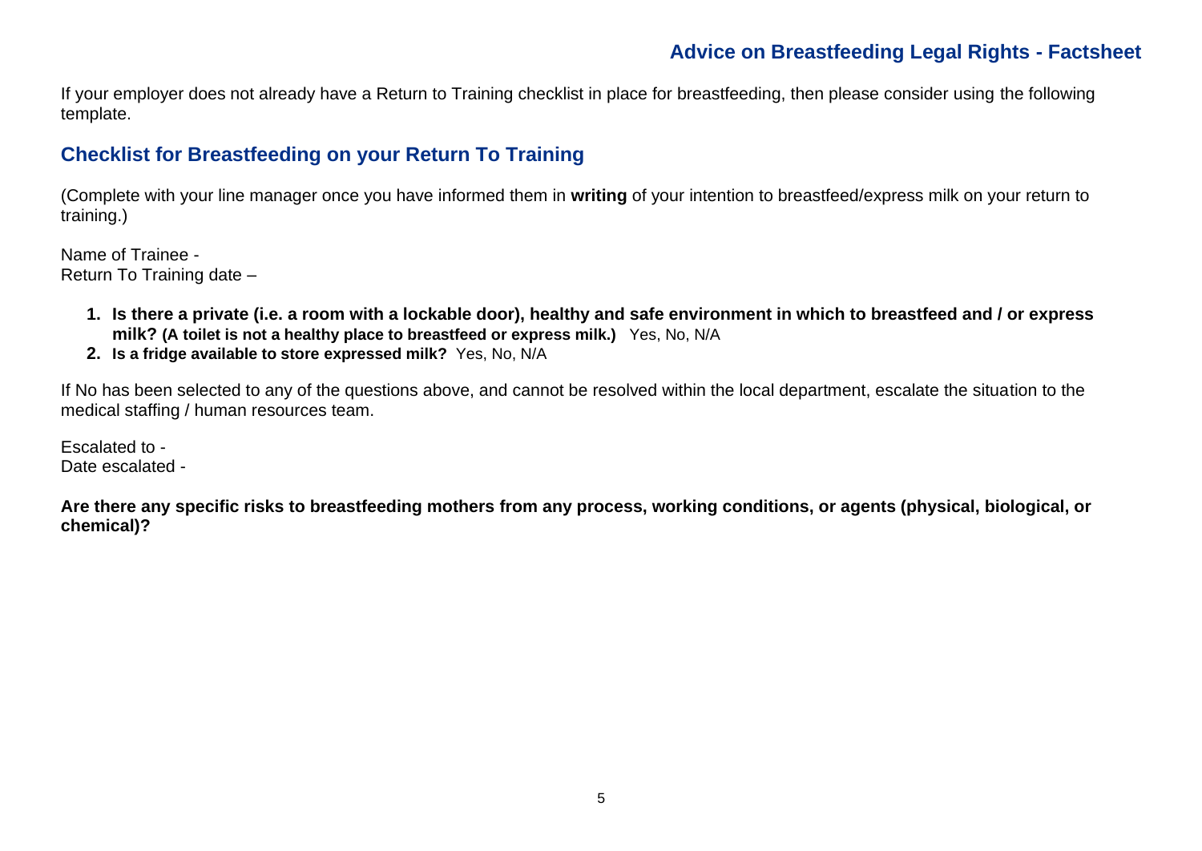If your employer does not already have a Return to Training checklist in place for breastfeeding, then please consider using the following template.

## Checklist for Breastfeeding on your Return To Training

(Complete with your line manager once you have informed them in **writing** of your intention to breastfeed/express milk on your return to training.)

Name of Trainee -
Return To Training date –

1. **Is there a private (i.e. a room with a lockable door), healthy and safe environment in which to breastfeed and / or express milk? (A toilet is not a healthy place to breastfeed or express milk.)** Yes, No, N/A
2. **Is a fridge available to store expressed milk?** Yes, No, N/A

If No has been selected to any of the questions above, and cannot be resolved within the local department, escalate the situation to the medical staffing / human resources team.

Escalated to -
Date escalated -

**Are there any specific risks to breastfeeding mothers from any process, working conditions, or agents (physical, biological, or chemical)?**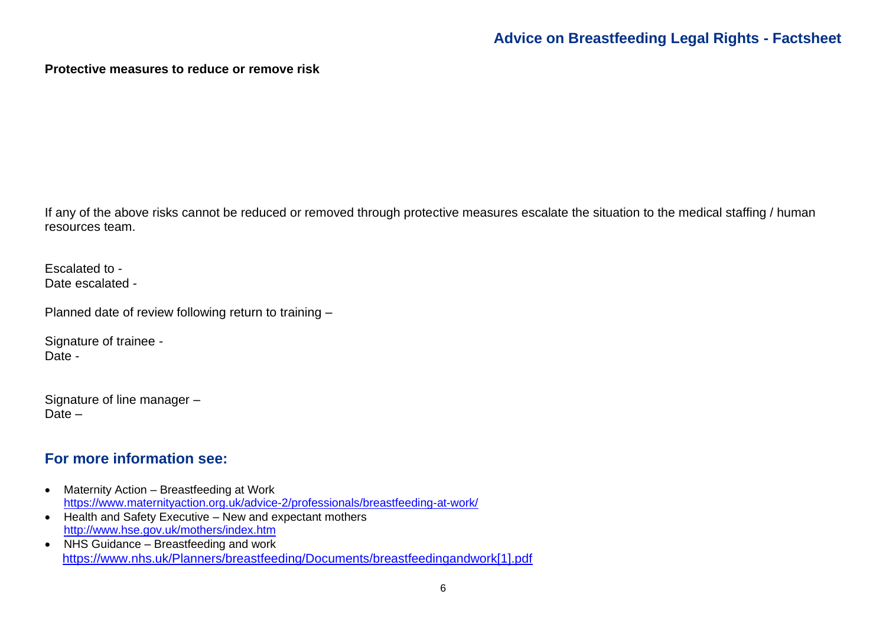**Protective measures to reduce or remove risk**

If any of the above risks cannot be reduced or removed through protective measures escalate the situation to the medical staffing / human resources team.

Escalated to -
Date escalated -

Planned date of review following return to training –

Signature of trainee -
Date -

Signature of line manager –
Date –

## For more information see:

- Maternity Action – Breastfeeding at Work
  https://www.maternityaction.org.uk/advice-2/professionals/breastfeeding-at-work/
- Health and Safety Executive – New and expectant mothers
  http://www.hse.gov.uk/mothers/index.htm
- NHS Guidance – Breastfeeding and work
  https://www.nhs.uk/Planners/breastfeeding/Documents/breastfeedingandwork[1].pdf